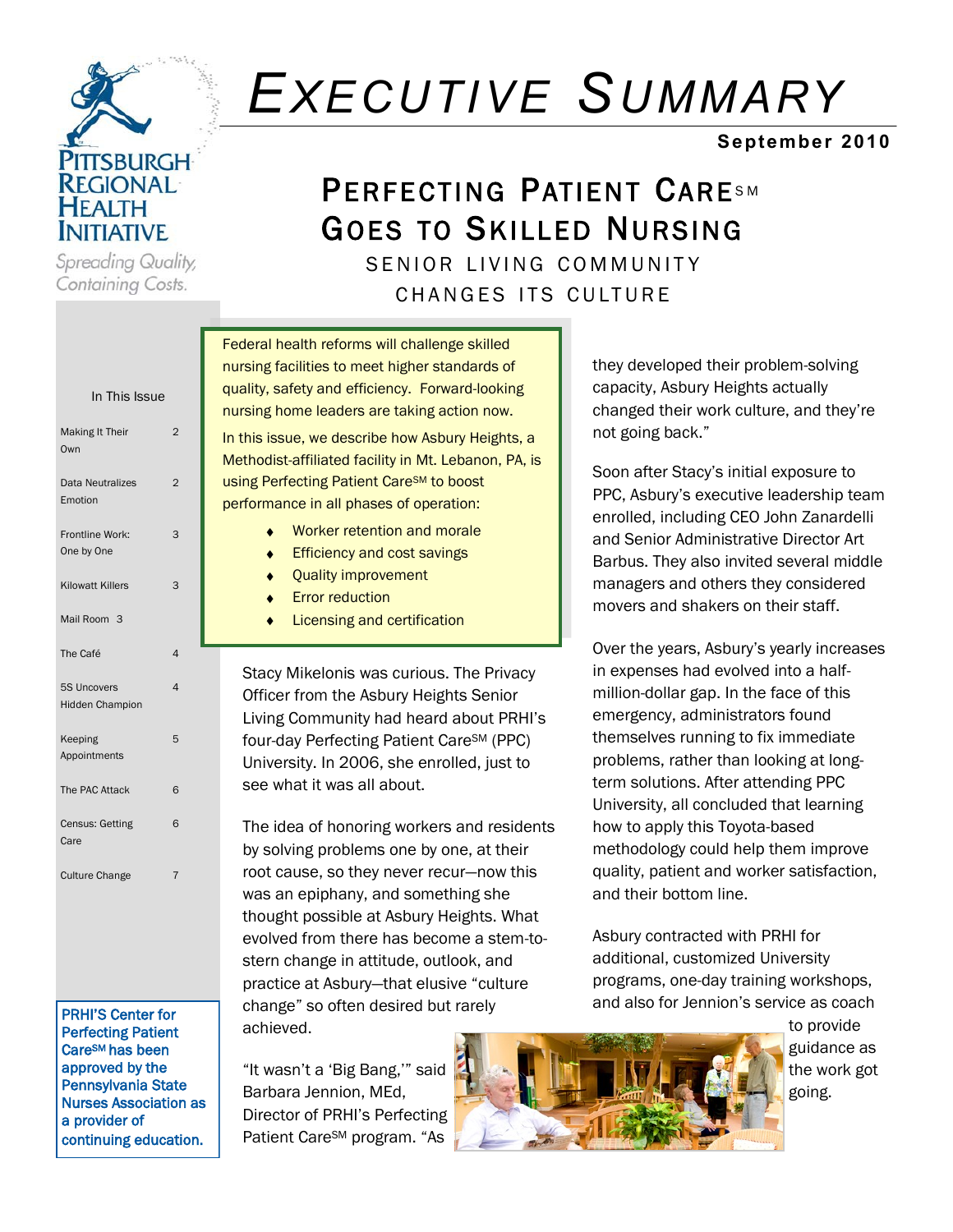PITTSBURGH REGIONAL HEALTH INITIATIVE

*Spreading Quality, Containing Costs.*

# EXECUTIVE SUMMARY

**September 2010**

## PERFECTING PATIENT CARE℠ GOES TO SKILLED NURSING

### SENIOR LIVING COMMUNITY CHANGES ITS CULTURE

In This Issue

| | |
|---|---|
| Making It Their Own | 2 |
| Data Neutralizes Emotion | 2 |
| Frontline Work: One by One | 3 |
| Kilowatt Killers | 3 |
| Mail Room | 3 |
| The Café | 4 |
| 5S Uncovers Hidden Champion | 4 |
| Keeping Appointments | 5 |
| The PAC Attack | 6 |
| Census: Getting Care | 6 |
| Culture Change | 7 |

**PRHI'S Center for Perfecting Patient Care℠ has been approved by the Pennsylvania State Nurses Association as a provider of continuing education.**

Federal health reforms will challenge skilled nursing facilities to meet higher standards of quality, safety and efficiency. Forward-looking nursing home leaders are taking action now.

In this issue, we describe how Asbury Heights, a Methodist-affiliated facility in Mt. Lebanon, PA, is using Perfecting Patient Care℠ to boost performance in all phases of operation:

- Worker retention and morale
- Efficiency and cost savings
- Quality improvement
- Error reduction
- Licensing and certification

Stacy Mikelonis was curious. The Privacy Officer from the Asbury Heights Senior Living Community had heard about PRHI's four-day Perfecting Patient Care℠ (PPC) University. In 2006, she enrolled, just to see what it was all about.

The idea of honoring workers and residents by solving problems one by one, at their root cause, so they never recur—now this was an epiphany, and something she thought possible at Asbury Heights. What evolved from there has become a stem-to-stern change in attitude, outlook, and practice at Asbury—that elusive "culture change" so often desired but rarely achieved.

"It wasn't a 'Big Bang,'" said Barbara Jennion, MEd, Director of PRHI's Perfecting Patient Care℠ program. "As they developed their problem-solving capacity, Asbury Heights actually changed their work culture, and they're not going back."

Soon after Stacy's initial exposure to PPC, Asbury's executive leadership team enrolled, including CEO John Zanardelli and Senior Administrative Director Art Barbus. They also invited several middle managers and others they considered movers and shakers on their staff.

Over the years, Asbury's yearly increases in expenses had evolved into a half-million-dollar gap. In the face of this emergency, administrators found themselves running to fix immediate problems, rather than looking at long-term solutions. After attending PPC University, all concluded that learning how to apply this Toyota-based methodology could help them improve quality, patient and worker satisfaction, and their bottom line.

Asbury contracted with PRHI for additional, customized University programs, one-day training workshops, and also for Jennion's service as coach to provide guidance as the work got going.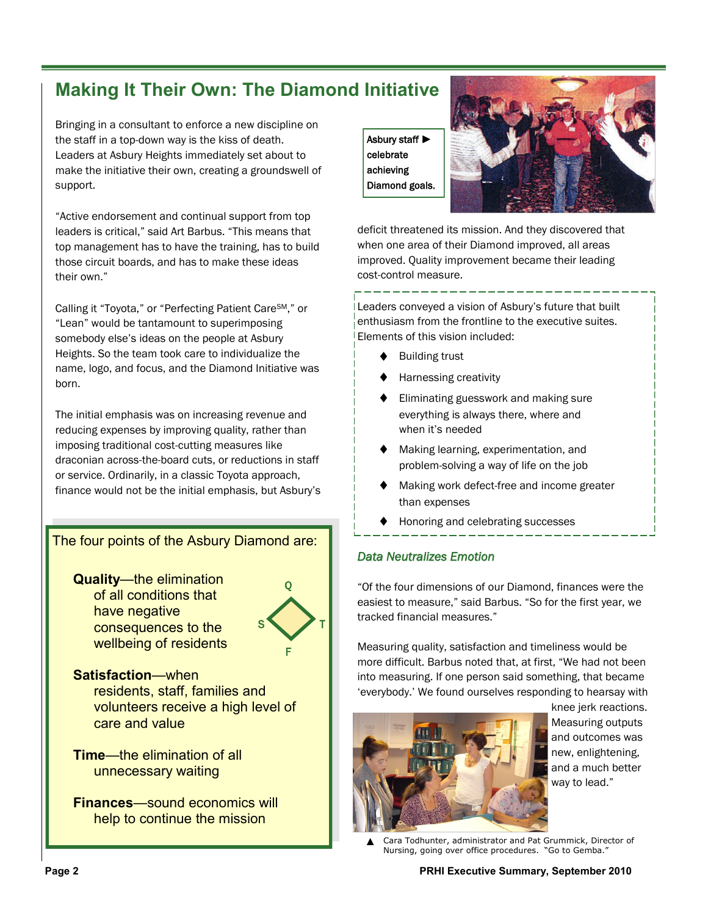## Making It Their Own: The Diamond Initiative

Bringing in a consultant to enforce a new discipline on the staff in a top-down way is the kiss of death. Leaders at Asbury Heights immediately set about to make the initiative their own, creating a groundswell of support.

"Active endorsement and continual support from top leaders is critical," said Art Barbus. "This means that top management has to have the training, has to build those circuit boards, and has to make these ideas their own."

Calling it "Toyota," or "Perfecting Patient Care℠," or "Lean" would be tantamount to superimposing somebody else's ideas on the people at Asbury Heights. So the team took care to individualize the name, logo, and focus, and the Diamond Initiative was born.

The initial emphasis was on increasing revenue and reducing expenses by improving quality, rather than imposing traditional cost-cutting measures like draconian across-the-board cuts, or reductions in staff or service. Ordinarily, in a classic Toyota approach, finance would not be the initial emphasis, but Asbury's deficit threatened its mission. And they discovered that when one area of their Diamond improved, all areas improved. Quality improvement became their leading cost-control measure.

Asbury staff ► celebrate achieving Diamond goals.

> The four points of the Asbury Diamond are:
>
> **Quality**—the elimination of all conditions that have negative consequences to the wellbeing of residents
>
> **Satisfaction**—when residents, staff, families and volunteers receive a high level of care and value
>
> **Time**—the elimination of all unnecessary waiting
>
> **Finances**—sound economics will help to continue the mission

Leaders conveyed a vision of Asbury's future that built enthusiasm from the frontline to the executive suites. Elements of this vision included:

- Building trust
- Harnessing creativity
- Eliminating guesswork and making sure everything is always there, where and when it's needed
- Making learning, experimentation, and problem-solving a way of life on the job
- Making work defect-free and income greater than expenses
- Honoring and celebrating successes

### *Data Neutralizes Emotion*

"Of the four dimensions of our Diamond, finances were the easiest to measure," said Barbus. "So for the first year, we tracked financial measures."

Measuring quality, satisfaction and timeliness would be more difficult. Barbus noted that, at first, "We had not been into measuring. If one person said something, that became 'everybody.' We found ourselves responding to hearsay with knee jerk reactions. Measuring outputs and outcomes was new, enlightening, and a much better way to lead."

▲ Cara Todhunter, administrator and Pat Grummick, Director of Nursing, going over office procedures. "Go to Gemba."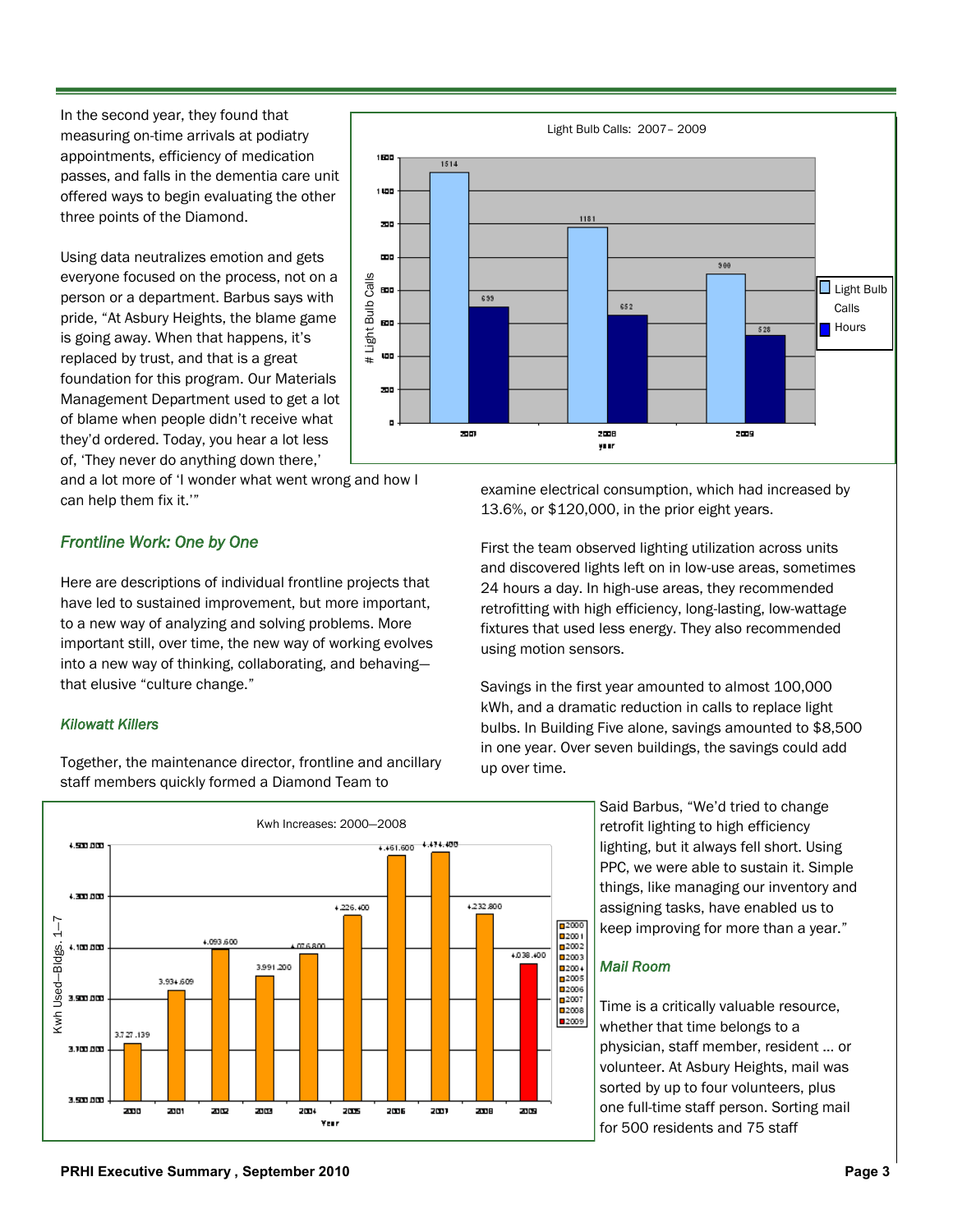In the second year, they found that measuring on-time arrivals at podiatry appointments, efficiency of medication passes, and falls in the dementia care unit offered ways to begin evaluating the other three points of the Diamond.

Using data neutralizes emotion and gets everyone focused on the process, not on a person or a department. Barbus says with pride, "At Asbury Heights, the blame game is going away. When that happens, it's replaced by trust, and that is a great foundation for this program. Our Materials Management Department used to get a lot of blame when people didn't receive what they'd ordered. Today, you hear a lot less of, 'They never do anything down there,' and a lot more of 'I wonder what went wrong and how I can help them fix it.'"

Light Bulb Calls: 2007– 2009

| year | Light Bulb Calls | Hours |
|---|---|---|
| 2007 | 1514 | 699 |
| 2008 | 1181 | 652 |
| 2009 | 900 | 528 |

## *Frontline Work: One by One*

Here are descriptions of individual frontline projects that have led to sustained improvement, but more important, to a new way of analyzing and solving problems. More important still, over time, the new way of working evolves into a new way of thinking, collaborating, and behaving—that elusive "culture change."

### *Kilowatt Killers*

Together, the maintenance director, frontline and ancillary staff members quickly formed a Diamond Team to examine electrical consumption, which had increased by 13.6%, or $120,000, in the prior eight years.

First the team observed lighting utilization across units and discovered lights left on in low-use areas, sometimes 24 hours a day. In high-use areas, they recommended retrofitting with high efficiency, long-lasting, low-wattage fixtures that used less energy. They also recommended using motion sensors.

Savings in the first year amounted to almost 100,000 kWh, and a dramatic reduction in calls to replace light bulbs. In Building Five alone, savings amounted to $8,500 in one year. Over seven buildings, the savings could add up over time.

Kwh Increases: 2000—2008

| Year | Kwh Used—Bldgs. 1–7 |
|---|---|
| 2000 | 3,727,139 |
| 2001 | 3,934,609 |
| 2002 | 4,093,600 |
| 2003 | 3,991,200 |
| 2004 | 4,076,800 |
| 2005 | 4,226,400 |
| 2006 | 4,461,600 |
| 2007 | 4,474,400 |
| 2008 | 4,232,800 |
| 2009 | 4,038,400 |

Said Barbus, "We'd tried to change retrofit lighting to high efficiency lighting, but it always fell short. Using PPC, we were able to sustain it. Simple things, like managing our inventory and assigning tasks, have enabled us to keep improving for more than a year."

### *Mail Room*

Time is a critically valuable resource, whether that time belongs to a physician, staff member, resident … or volunteer. At Asbury Heights, mail was sorted by up to four volunteers, plus one full-time staff person. Sorting mail for 500 residents and 75 staff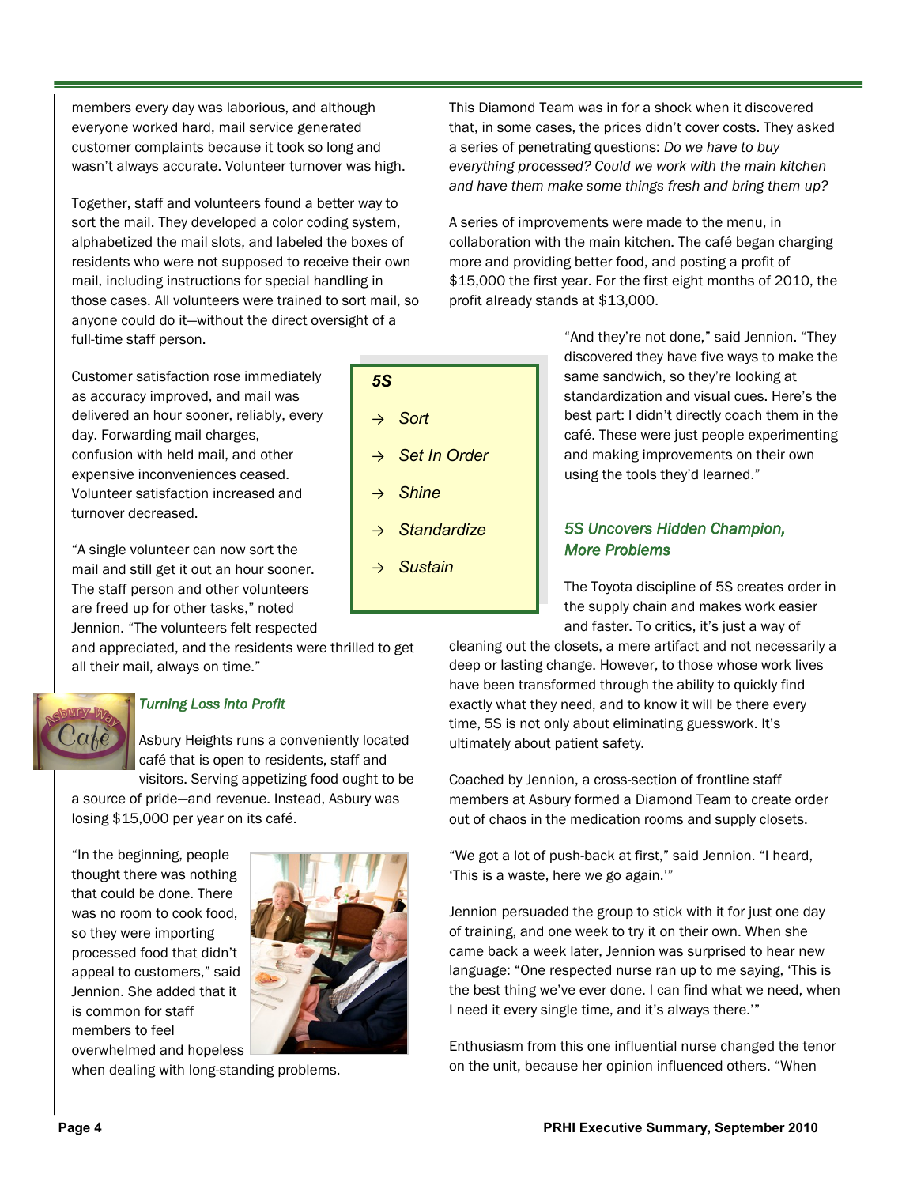members every day was laborious, and although everyone worked hard, mail service generated customer complaints because it took so long and wasn't always accurate. Volunteer turnover was high.

Together, staff and volunteers found a better way to sort the mail. They developed a color coding system, alphabetized the mail slots, and labeled the boxes of residents who were not supposed to receive their own mail, including instructions for special handling in those cases. All volunteers were trained to sort mail, so anyone could do it—without the direct oversight of a full-time staff person.

Customer satisfaction rose immediately as accuracy improved, and mail was delivered an hour sooner, reliably, every day. Forwarding mail charges, confusion with held mail, and other expensive inconveniences ceased. Volunteer satisfaction increased and turnover decreased.

"A single volunteer can now sort the mail and still get it out an hour sooner. The staff person and other volunteers are freed up for other tasks," noted Jennion. "The volunteers felt respected and appreciated, and the residents were thrilled to get all their mail, always on time."

### *Turning Loss into Profit*

Asbury Heights runs a conveniently located café that is open to residents, staff and visitors. Serving appetizing food ought to be a source of pride—and revenue. Instead, Asbury was losing $15,000 per year on its café.

"In the beginning, people thought there was nothing that could be done. There was no room to cook food, so they were importing processed food that didn't appeal to customers," said Jennion. She added that it is common for staff members to feel overwhelmed and hopeless when dealing with long-standing problems.

This Diamond Team was in for a shock when it discovered that, in some cases, the prices didn't cover costs. They asked a series of penetrating questions: *Do we have to buy everything processed? Could we work with the main kitchen and have them make some things fresh and bring them up?*

A series of improvements were made to the menu, in collaboration with the main kitchen. The café began charging more and providing better food, and posting a profit of $15,000 the first year. For the first eight months of 2010, the profit already stands at $13,000.

"And they're not done," said Jennion. "They discovered they have five ways to make the same sandwich, so they're looking at standardization and visual cues. Here's the best part: I didn't directly coach them in the café. These were just people experimenting and making improvements on their own using the tools they'd learned."

> ***5S***
>
> → *Sort*
>
> → *Set In Order*
>
> → *Shine*
>
> → *Standardize*
>
> → *Sustain*

### *5S Uncovers Hidden Champion, More Problems*

The Toyota discipline of 5S creates order in the supply chain and makes work easier and faster. To critics, it's just a way of cleaning out the closets, a mere artifact and not necessarily a deep or lasting change. However, to those whose work lives have been transformed through the ability to quickly find exactly what they need, and to know it will be there every time, 5S is not only about eliminating guesswork. It's ultimately about patient safety.

Coached by Jennion, a cross-section of frontline staff members at Asbury formed a Diamond Team to create order out of chaos in the medication rooms and supply closets.

"We got a lot of push-back at first," said Jennion. "I heard, 'This is a waste, here we go again.'"

Jennion persuaded the group to stick with it for just one day of training, and one week to try it on their own. When she came back a week later, Jennion was surprised to hear new language: "One respected nurse ran up to me saying, 'This is the best thing we've ever done. I can find what we need, when I need it every single time, and it's always there.'"

Enthusiasm from this one influential nurse changed the tenor on the unit, because her opinion influenced others. "When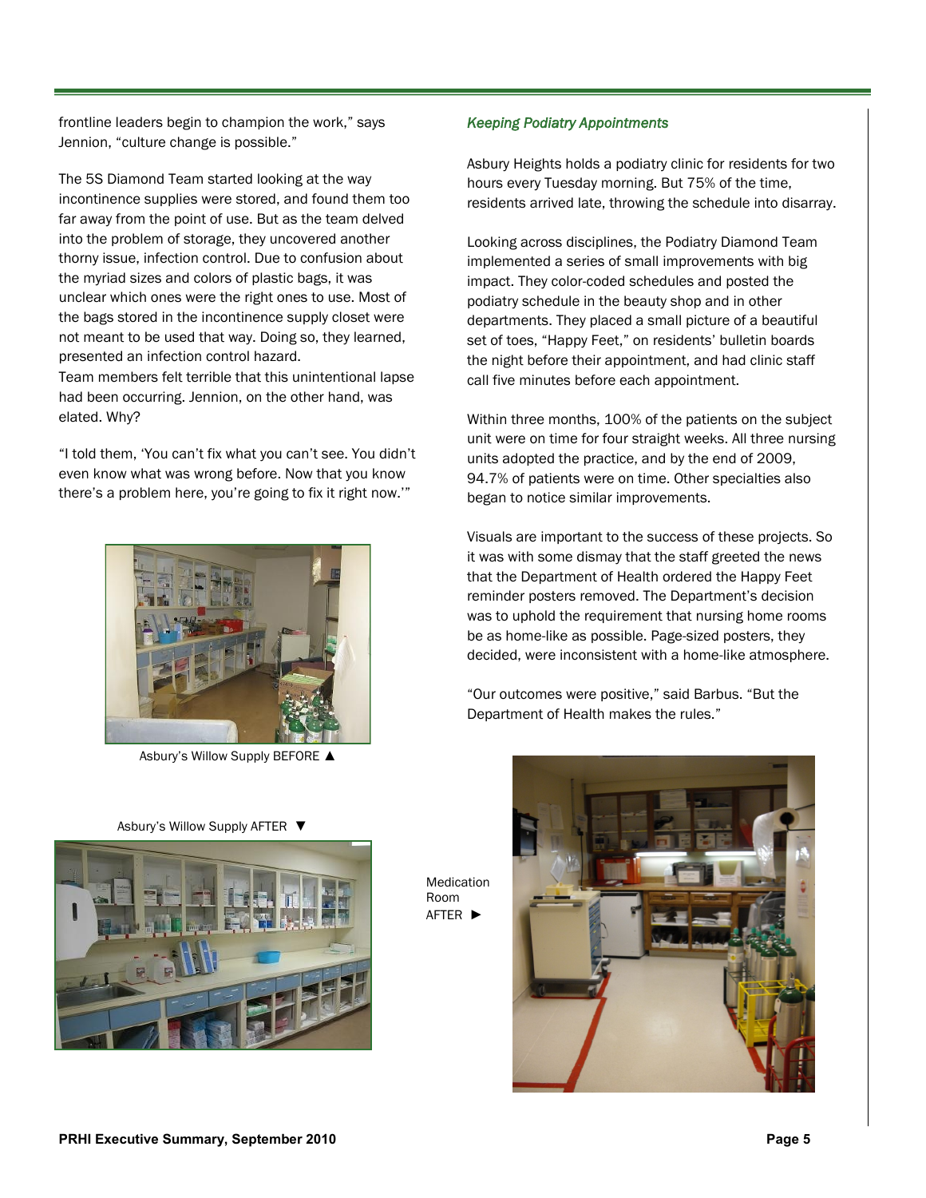frontline leaders begin to champion the work," says Jennion, "culture change is possible."

The 5S Diamond Team started looking at the way incontinence supplies were stored, and found them too far away from the point of use. But as the team delved into the problem of storage, they uncovered another thorny issue, infection control. Due to confusion about the myriad sizes and colors of plastic bags, it was unclear which ones were the right ones to use. Most of the bags stored in the incontinence supply closet were not meant to be used that way. Doing so, they learned, presented an infection control hazard.

Team members felt terrible that this unintentional lapse had been occurring. Jennion, on the other hand, was elated. Why?

"I told them, 'You can't fix what you can't see. You didn't even know what was wrong before. Now that you know there's a problem here, you're going to fix it right now.'"

Asbury's Willow Supply BEFORE ▲

Asbury's Willow Supply AFTER ▼

### *Keeping Podiatry Appointments*

Asbury Heights holds a podiatry clinic for residents for two hours every Tuesday morning. But 75% of the time, residents arrived late, throwing the schedule into disarray.

Looking across disciplines, the Podiatry Diamond Team implemented a series of small improvements with big impact. They color-coded schedules and posted the podiatry schedule in the beauty shop and in other departments. They placed a small picture of a beautiful set of toes, "Happy Feet," on residents' bulletin boards the night before their appointment, and had clinic staff call five minutes before each appointment.

Within three months, 100% of the patients on the subject unit were on time for four straight weeks. All three nursing units adopted the practice, and by the end of 2009, 94.7% of patients were on time. Other specialties also began to notice similar improvements.

Visuals are important to the success of these projects. So it was with some dismay that the staff greeted the news that the Department of Health ordered the Happy Feet reminder posters removed. The Department's decision was to uphold the requirement that nursing home rooms be as home-like as possible. Page-sized posters, they decided, were inconsistent with a home-like atmosphere.

"Our outcomes were positive," said Barbus. "But the Department of Health makes the rules."

Medication Room AFTER ►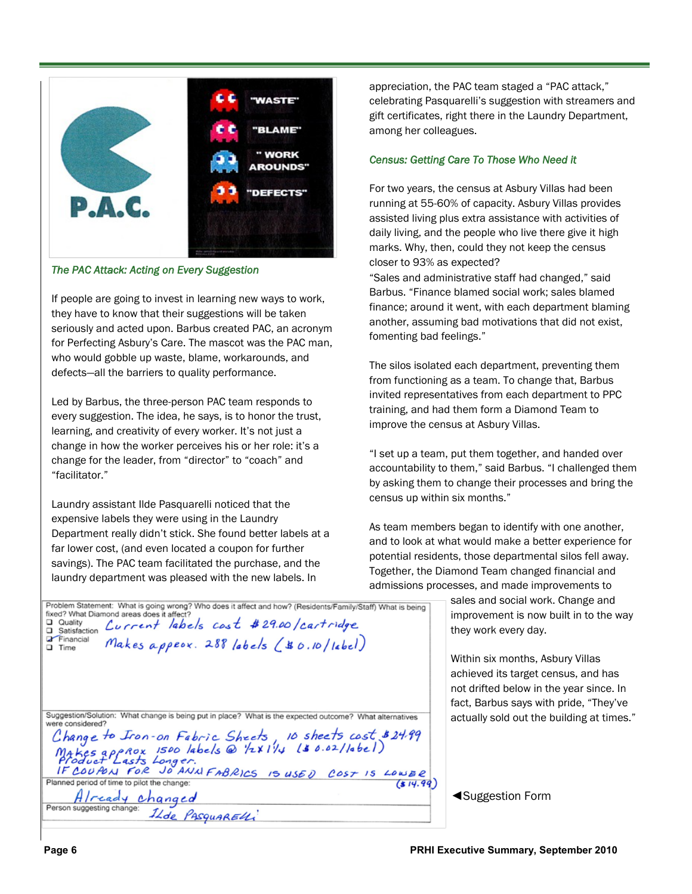*The PAC Attack: Acting on Every Suggestion*

If people are going to invest in learning new ways to work, they have to know that their suggestions will be taken seriously and acted upon. Barbus created PAC, an acronym for Perfecting Asbury's Care. The mascot was the PAC man, who would gobble up waste, blame, workarounds, and defects—all the barriers to quality performance.

Led by Barbus, the three-person PAC team responds to every suggestion. The idea, he says, is to honor the trust, learning, and creativity of every worker. It's not just a change in how the worker perceives his or her role: it's a change for the leader, from "director" to "coach" and "facilitator."

Laundry assistant Ilde Pasquarelli noticed that the expensive labels they were using in the Laundry Department really didn't stick. She found better labels at a far lower cost, (and even located a coupon for further savings). The PAC team facilitated the purchase, and the laundry department was pleased with the new labels. In appreciation, the PAC team staged a "PAC attack," celebrating Pasquarelli's suggestion with streamers and gift certificates, right there in the Laundry Department, among her colleagues.

| Problem Statement: What is going wrong? Who does it affect and how? (Residents/Family/Staff) What is being fixed? What Diamond areas does it affect? |
|---|
| ☐ Quality ☐ Satisfaction ☑ Financial ☐ Time — Current labels cost $29.00/cartridge. Makes approx. 288 labels ($0.10/label) |
| Suggestion/Solution: What change is being put in place? What is the expected outcome? What alternatives were considered? |
| Change to Iron-on Fabric Sheets, 10 sheets cost $24.99. Makes approx 1500 labels @ ½x1¼ ($0.02/label). Product Lasts Longer. IF COUPON FOR JO ANN FABRICS IS USED COST IS LOWER ($14.99) |
| Planned period of time to pilot the change: Already changed |
| Person suggesting change: Ilde Pasquarelli |

◀Suggestion Form

*Census: Getting Care To Those Who Need it*

For two years, the census at Asbury Villas had been running at 55-60% of capacity. Asbury Villas provides assisted living plus extra assistance with activities of daily living, and the people who live there give it high marks. Why, then, could they not keep the census closer to 93% as expected?

"Sales and administrative staff had changed," said Barbus. "Finance blamed social work; sales blamed finance; around it went, with each department blaming another, assuming bad motivations that did not exist, fomenting bad feelings."

The silos isolated each department, preventing them from functioning as a team. To change that, Barbus invited representatives from each department to PPC training, and had them form a Diamond Team to improve the census at Asbury Villas.

"I set up a team, put them together, and handed over accountability to them," said Barbus. "I challenged them by asking them to change their processes and bring the census up within six months."

As team members began to identify with one another, and to look at what would make a better experience for potential residents, those departmental silos fell away. Together, the Diamond Team changed financial and admissions processes, and made improvements to sales and social work. Change and improvement is now built in to the way they work every day.

Within six months, Asbury Villas achieved its target census, and has not drifted below in the year since. In fact, Barbus says with pride, "They've actually sold out the building at times."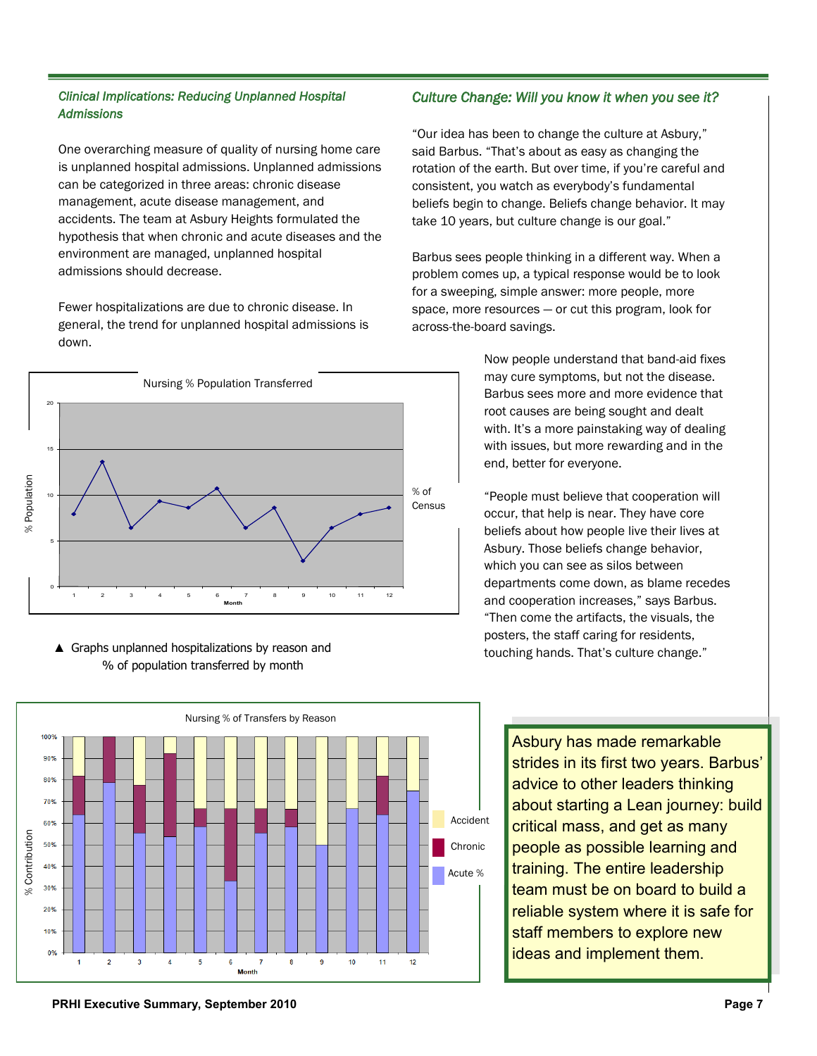*Clinical Implications: Reducing Unplanned Hospital Admissions*

One overarching measure of quality of nursing home care is unplanned hospital admissions. Unplanned admissions can be categorized in three areas: chronic disease management, acute disease management, and accidents. The team at Asbury Heights formulated the hypothesis that when chronic and acute diseases and the environment are managed, unplanned hospital admissions should decrease.

Fewer hospitalizations are due to chronic disease. In general, the trend for unplanned hospital admissions is down.

Nursing % Population Transferred

% Population

0
5
10
15
20

1 2 3 4 5 6 7 8 9 10 11 12

Month

% of Census

▲ Graphs unplanned hospitalizations by reason and % of population transferred by month

Nursing % of Transfers by Reason

% Contribution

0%
10%
20%
30%
40%
50%
60%
70%
80%
90%
100%

1 2 3 4 5 6 7 8 9 10 11 12

Month

Accident
Chronic
Acute %

*Culture Change: Will you know it when you see it?*

"Our idea has been to change the culture at Asbury," said Barbus. "That's about as easy as changing the rotation of the earth. But over time, if you're careful and consistent, you watch as everybody's fundamental beliefs begin to change. Beliefs change behavior. It may take 10 years, but culture change is our goal."

Barbus sees people thinking in a different way. When a problem comes up, a typical response would be to look for a sweeping, simple answer: more people, more space, more resources — or cut this program, look for across-the-board savings.

Now people understand that band-aid fixes may cure symptoms, but not the disease. Barbus sees more and more evidence that root causes are being sought and dealt with. It's a more painstaking way of dealing with issues, but more rewarding and in the end, better for everyone.

"People must believe that cooperation will occur, that help is near. They have core beliefs about how people live their lives at Asbury. Those beliefs change behavior, which you can see as silos between departments come down, as blame recedes and cooperation increases," says Barbus. "Then come the artifacts, the visuals, the posters, the staff caring for residents, touching hands. That's culture change."

Asbury has made remarkable strides in its first two years. Barbus' advice to other leaders thinking about starting a Lean journey: build critical mass, and get as many people as possible learning and training. The entire leadership team must be on board to build a reliable system where it is safe for staff members to explore new ideas and implement them.